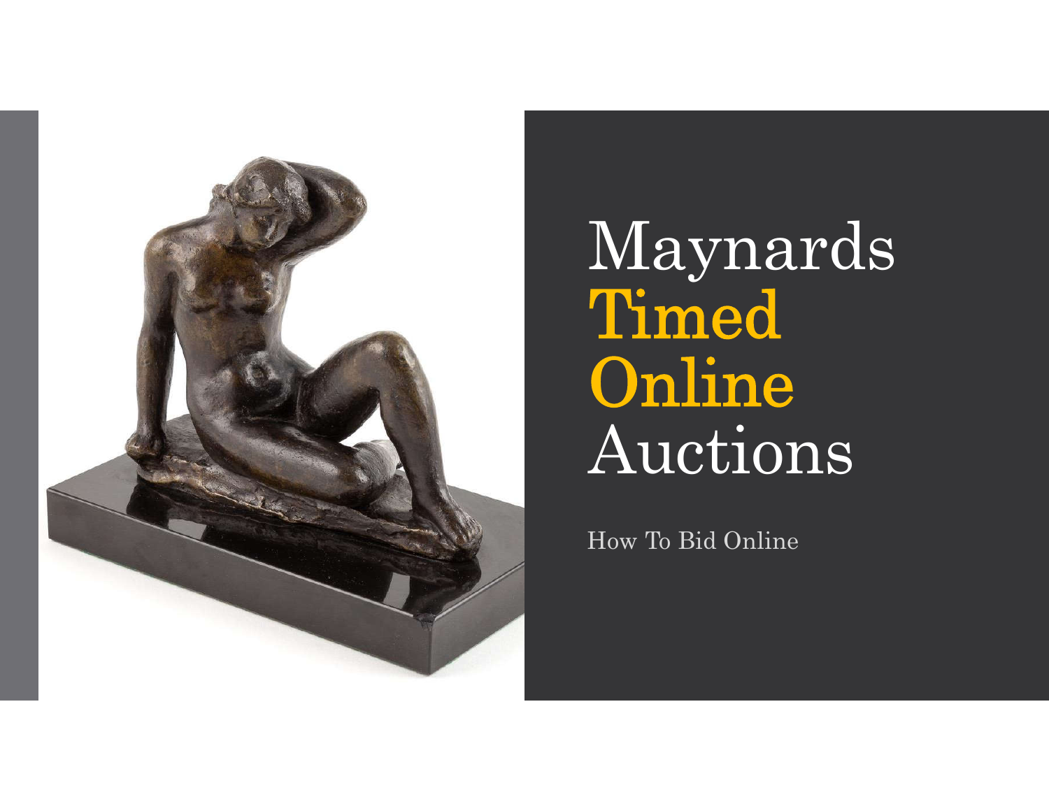# Maynards Timed Online Auctions

How To Bid Online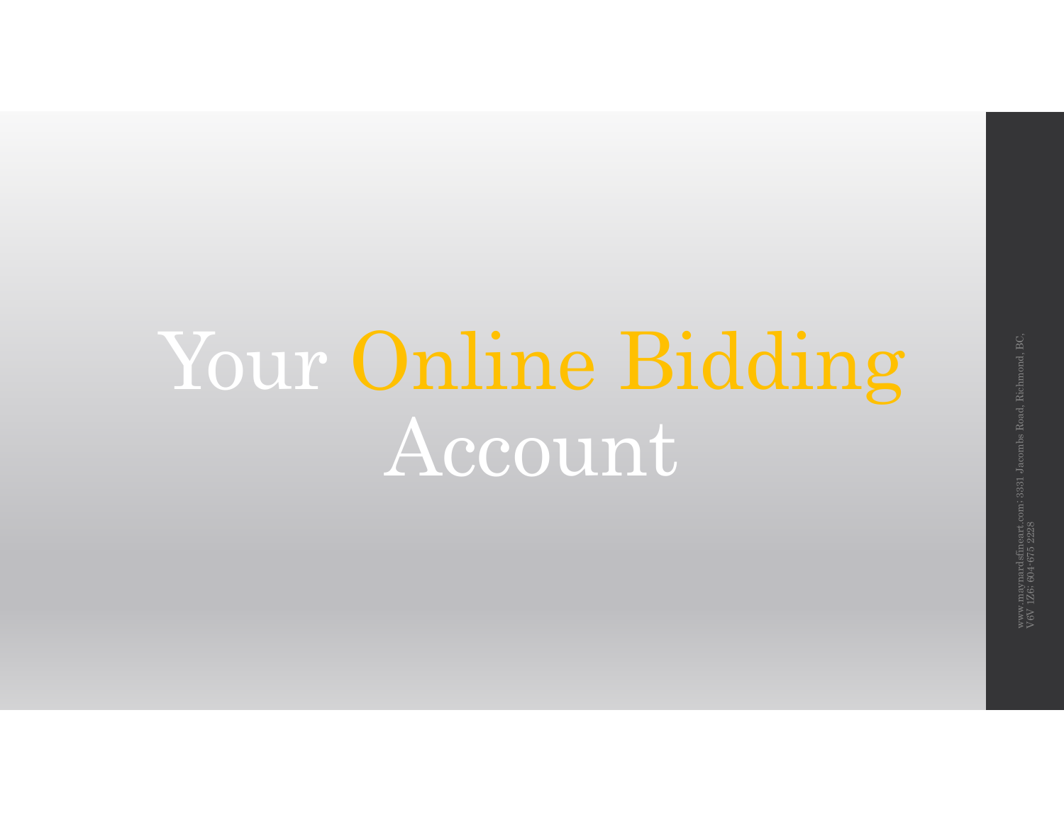# Your Online Bidding Account

www.maynardsfineart.com: 3331 Jacombs Road, Richmond, BC, V6V 1Z6: 604-675 2228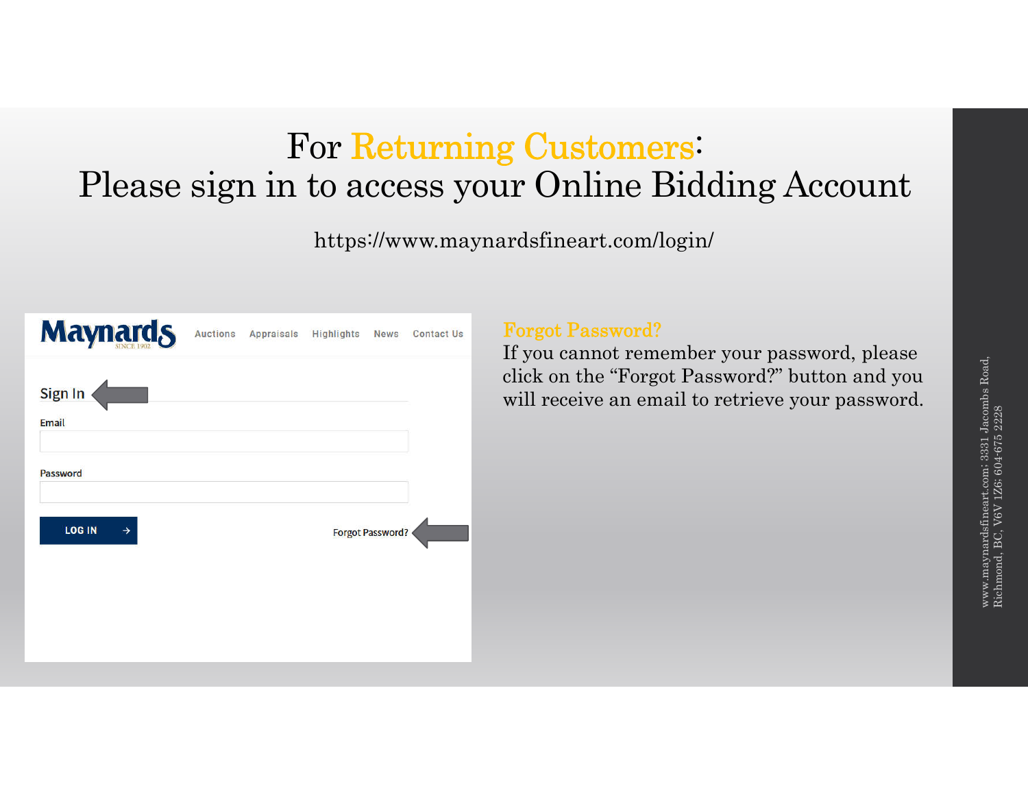# For Returning Customers:
# Please sign in to access your Online Bidding Account

https://www.maynardsfineart.com/login/

Maynards SINCE 1902 Auctions Appraisals Highlights News Contact Us

Sign In

Email

Password

LOG IN

Forgot Password?

## Forgot Password?

If you cannot remember your password, please click on the "Forgot Password?" button and you will receive an email to retrieve your password.

www.maynardsfineart.com; 3331 Jacombs Road, Richmond, BC, V6V 1Z6; 604-675 2228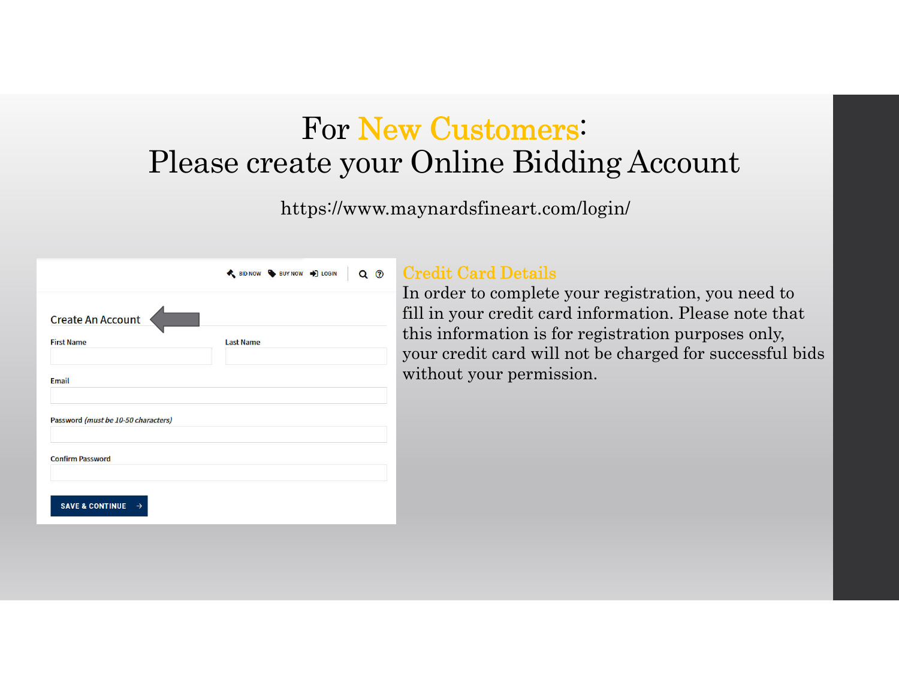# For New Customers:
# Please create your Online Bidding Account

https://www.maynardsfineart.com/login/

BID NOW BUY NOW LOGIN

Create An Account

First Name

Last Name

Email

Password *(must be 10-50 characters)*

Confirm Password

SAVE & CONTINUE

## Credit Card Details

In order to complete your registration, you need to fill in your credit card information. Please note that this information is for registration purposes only, your credit card will not be charged for successful bids without your permission.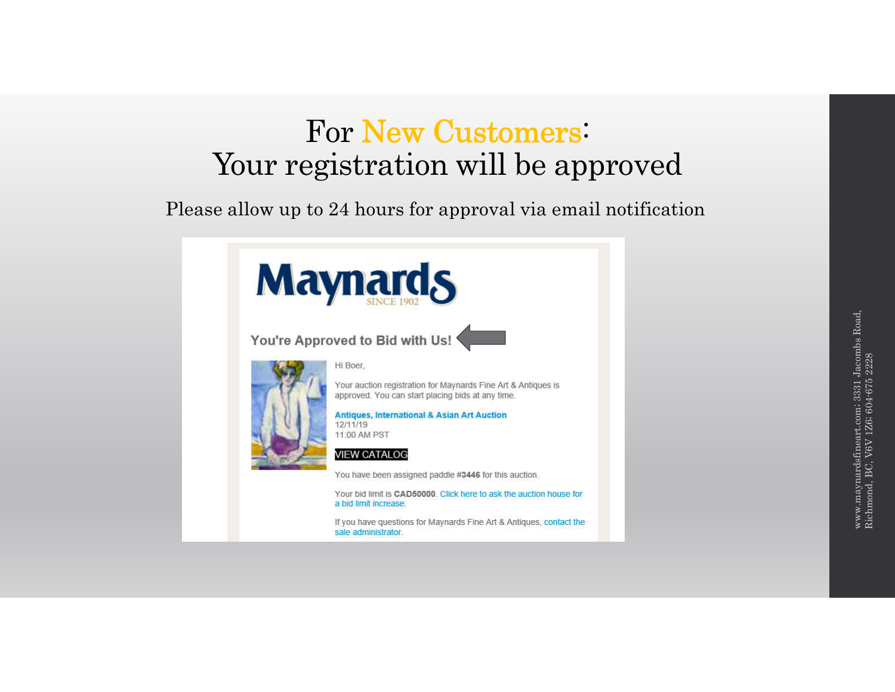# For New Customers: Your registration will be approved

Please allow up to 24 hours for approval via email notification

Maynards SINCE 1902

**You're Approved to Bid with Us!**

Hi Boer,

Your auction registration for Maynards Fine Art & Antiques is approved. You can start placing bids at any time.

**Antiques, International & Asian Art Auction**
12/11/19
11:00 AM PST

VIEW CATALOG

You have been assigned paddle **#3446** for this auction.

Your bid limit is **CAD50000**. Click here to ask the auction house for a bid limit increase.

If you have questions for Maynards Fine Art & Antiques, contact the sale administrator.

www.maynardsfineart.com; 3331 Jacombs Road, Richmond, BC, V6V 1Z6; 604-675 2228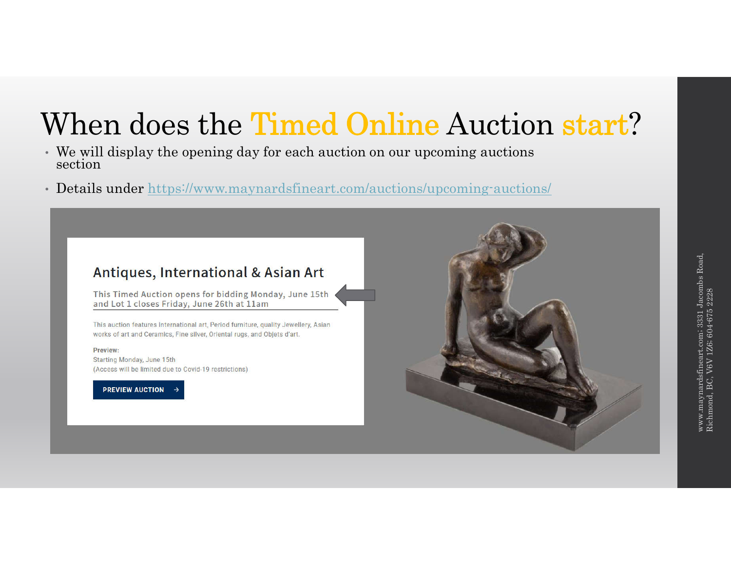# When does the Timed Online Auction start?

- We will display the opening day for each auction on our upcoming auctions section
- Details under https://www.maynardsfineart.com/auctions/upcoming-auctions/

## Antiques, International & Asian Art

This Timed Auction opens for bidding Monday, June 15th and Lot 1 closes Friday, June 26th at 11am

This auction features International art, Period furniture, quality Jewellery, Asian works of art and Ceramics, Fine silver, Oriental rugs, and Objets d'art.

Preview:
Starting Monday, June 15th
(Access will be limited due to Covid-19 restrictions)

PREVIEW AUCTION →

www.maynardsfineart.com; 3331 Jacombs Road, Richmond, BC, V6V 1Z6; 604-675 2228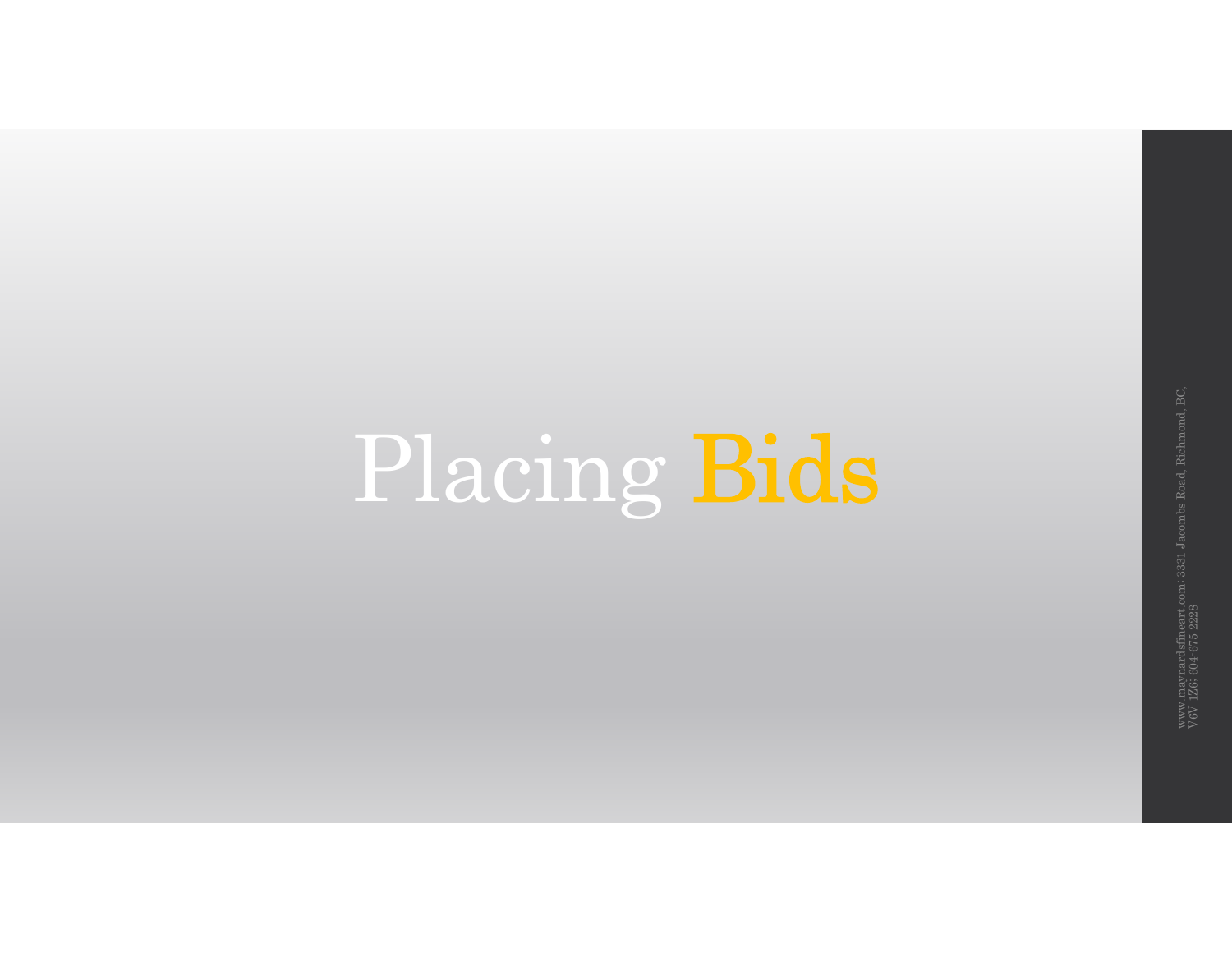# Placing Bids

www.maynardsfineart.com: 3331 Jacombs Road, Richmond, BC, V6V 1Z6: 604-675 2228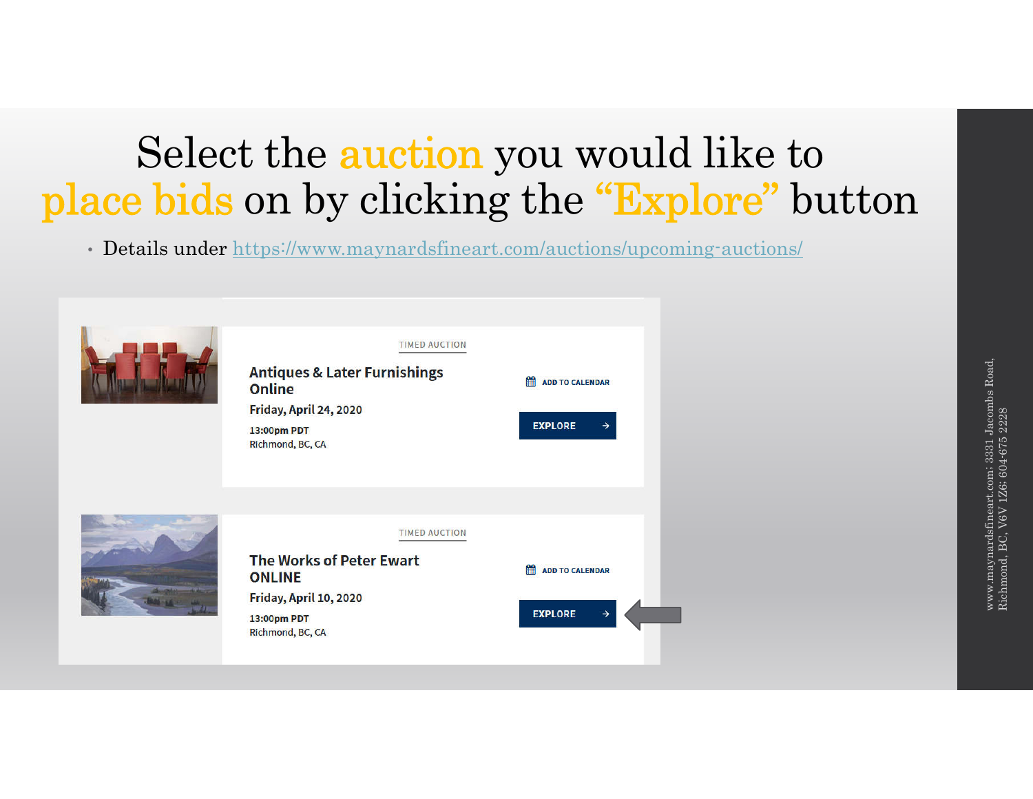# Select the auction you would like to place bids on by clicking the "Explore" button

- Details under https://www.maynardsfineart.com/auctions/upcoming-auctions/

TIMED AUCTION

**Antiques & Later Furnishings Online**

**Friday, April 24, 2020**

13:00pm PDT
Richmond, BC, CA

ADD TO CALENDAR

EXPLORE →

TIMED AUCTION

**The Works of Peter Ewart ONLINE**

**Friday, April 10, 2020**

13:00pm PDT
Richmond, BC, CA

ADD TO CALENDAR

EXPLORE →

www.maynardsfineart.com; 3331 Jacombs Road, Richmond, BC, V6V 1Z6; 604-675 2228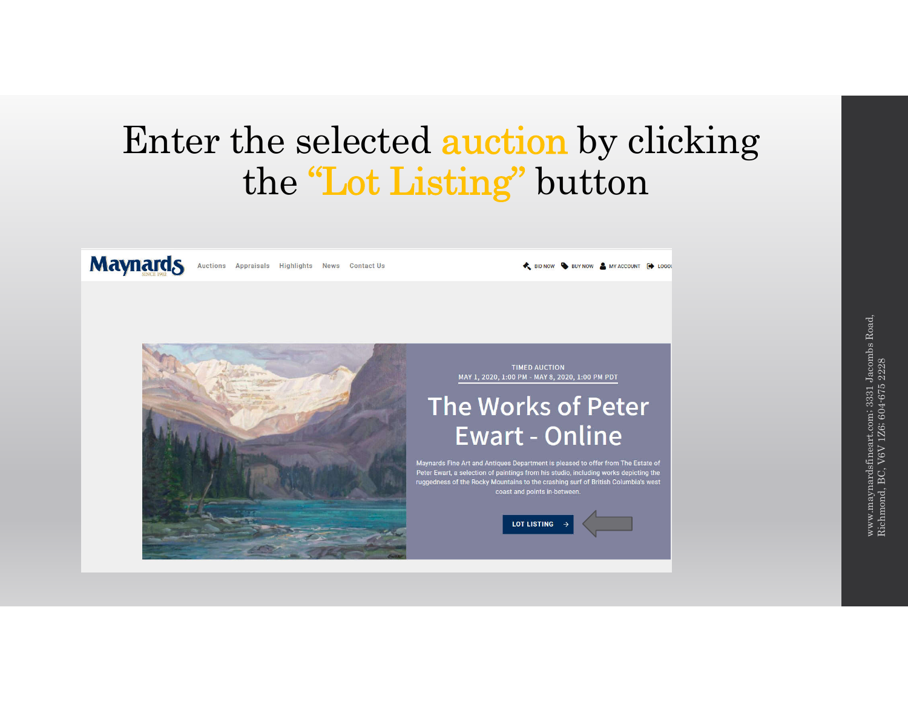# Enter the selected auction by clicking the "Lot Listing" button

Maynards SINCE 1902

Auctions Appraisals Highlights News Contact Us

BID NOW BUY NOW MY ACCOUNT LOGOU

TIMED AUCTION

MAY 1, 2020, 1:00 PM - MAY 8, 2020, 1:00 PM PDT

## The Works of Peter Ewart - Online

Maynards Fine Art and Antiques Department is pleased to offer from The Estate of Peter Ewart, a selection of paintings from his studio, including works depicting the ruggedness of the Rocky Mountains to the crashing surf of British Columbia's west coast and points in-between.

LOT LISTING →

www.maynardsfineart.com; 3331 Jacombs Road, Richmond, BC, V6V 1Z6; 604-675 2228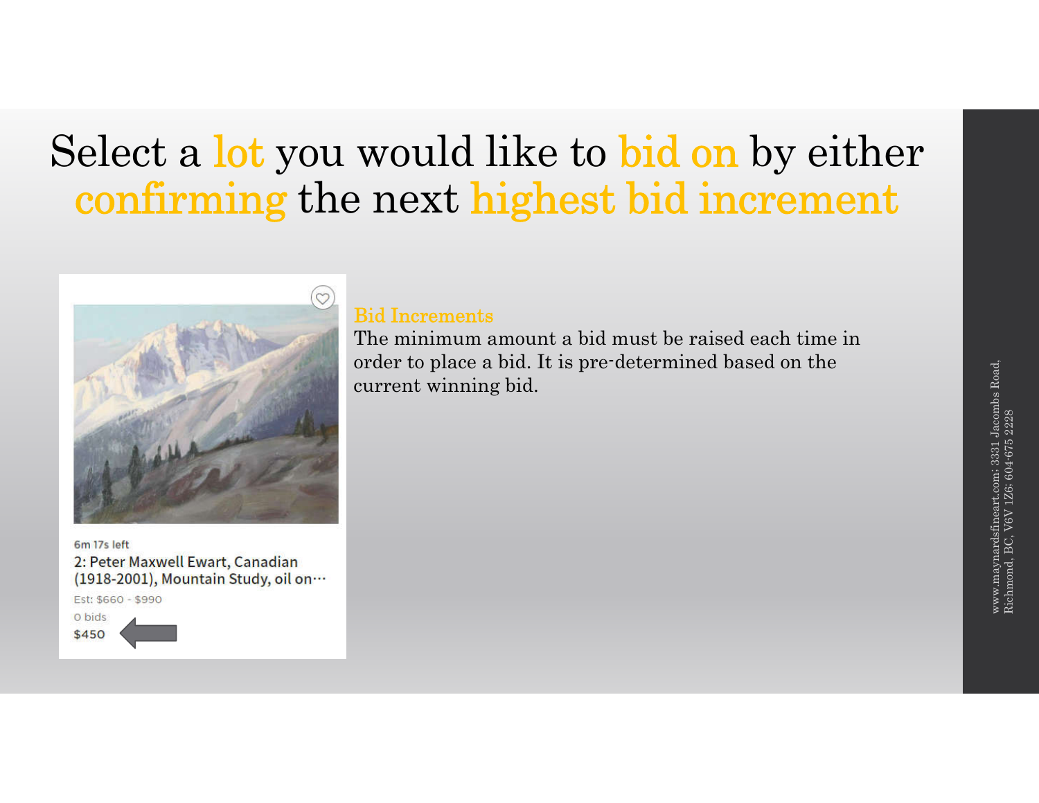# Select a lot you would like to bid on by either confirming the next highest bid increment

6m 17s left

2: Peter Maxwell Ewart, Canadian (1918-2001), Mountain Study, oil on…

Est: $660 - $990

0 bids

$450

### Bid Increments

The minimum amount a bid must be raised each time in order to place a bid. It is pre-determined based on the current winning bid.

www.maynardsfineart.com; 3331 Jacombs Road, Richmond, BC, V6V 1Z6; 604-675 2228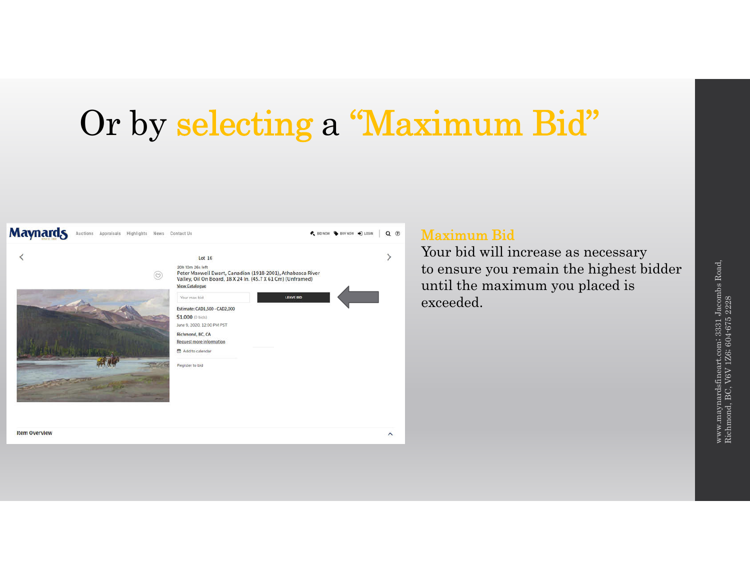# Or by selecting a “Maximum Bid”

Maynards

Auctions Appraisals Highlights News Contact Us

BID NOW BUY NOW LOGIN

Lot 16

20h 10m 26s left

Peter Maxwell Ewart, Canadian (1918-2001), Athabasca River Valley, Oil On Board, 18 X 24 In. (45.7 X 61 Cm) (Unframed)

View Catalogue

Your max bid

LEAVE BID

Estimate: CAD1,500 - CAD2,000

$1,000 (0 bids)

June 9, 2020, 12:00 PM PST

Richmond, BC, CA

Request more information

Add to calendar

Register to bid

Item Overview

**Maximum Bid**

Your bid will increase as necessary to ensure you remain the highest bidder until the maximum you placed is exceeded.

www.maynardsfineart.com; 3331 Jacombs Road, Richmond, BC, V6V 1Z6; 604-675 2228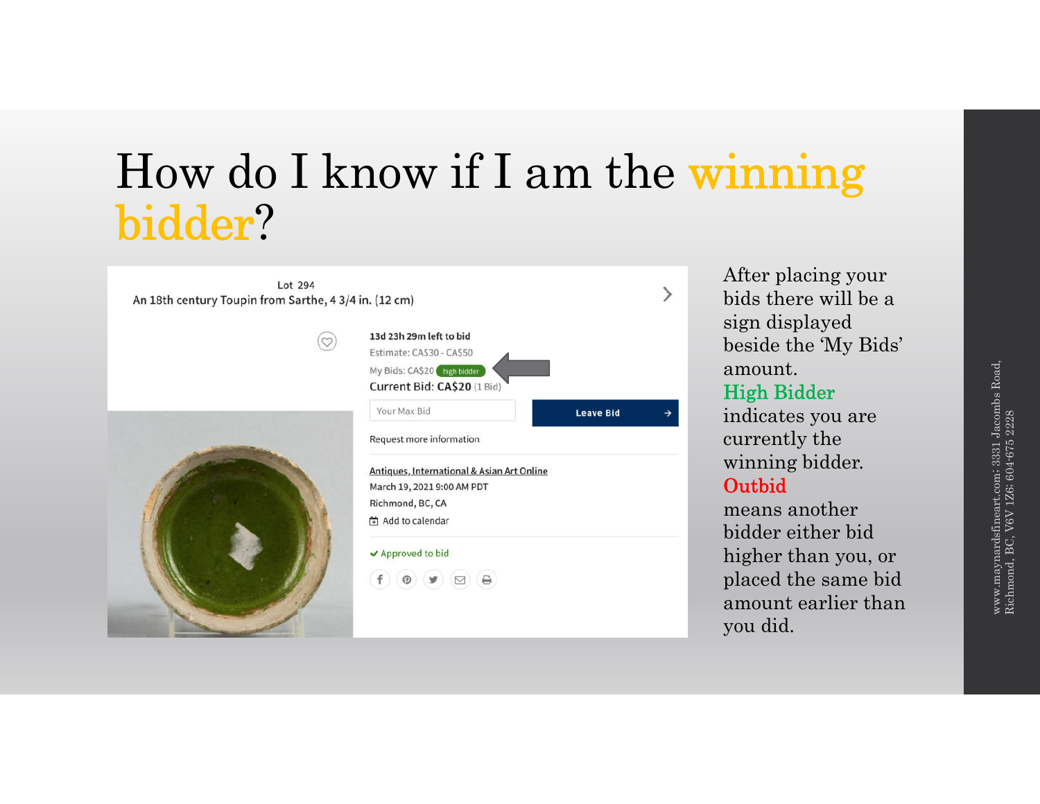# How do I know if I am the winning bidder?

Lot 294

An 18th century Toupin from Sarthe, 4 3/4 in. (12 cm)

13d 23h 29m left to bid

Estimate: CA$30 - CA$50

My Bids: CA$20 high bidder

Current Bid: CA$20 (1 Bid)

Your Max Bid

Leave Bid

Request more information

Antiques, International & Asian Art Online

March 19, 2021 9:00 AM PDT

Richmond, BC, CA

Add to calendar

Approved to bid

After placing your bids there will be a sign displayed beside the 'My Bids' amount.

**High Bidder** indicates you are currently the winning bidder.

**Outbid** means another bidder either bid higher than you, or placed the same bid amount earlier than you did.

www.maynardsfineart.com; 3331 Jacombs Road, Richmond, BC, V6V 1Z6; 604-675 2228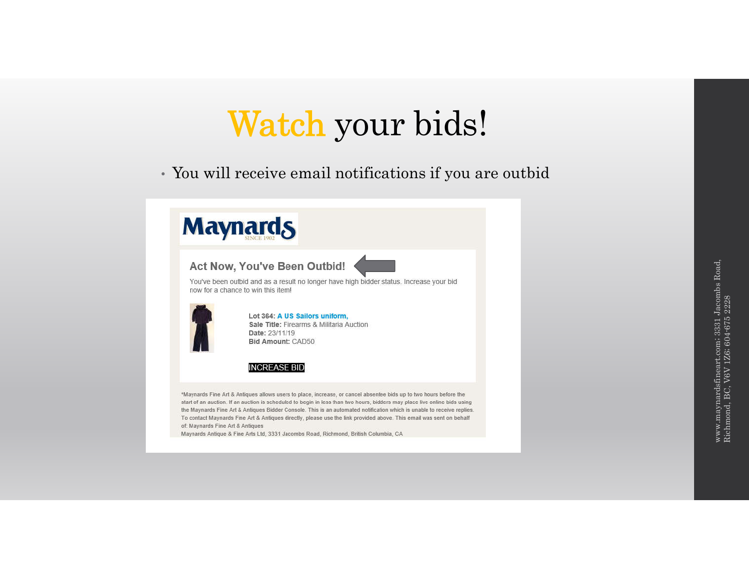# Watch your bids!

- You will receive email notifications if you are outbid

Maynards
SINCE 1902

**Act Now, You've Been Outbid!**

You've been outbid and as a result no longer have high bidder status. Increase your bid now for a chance to win this item!

**Lot 364:** A US Sailors uniform,
**Sale Title:** Firearms & Militaria Auction
**Date:** 23/11/19
**Bid Amount:** CAD50

INCREASE BID

*Maynards Fine Art & Antiques allows users to place, increase, or cancel absentee bids up to two hours before the start of an auction. If an auction is scheduled to begin in less than two hours, bidders may place live online bids using the Maynards Fine Art & Antiques Bidder Console. This is an automated notification which is unable to receive replies. To contact Maynards Fine Art & Antiques directly, please use the link provided above. This email was sent on behalf of: Maynards Fine Art & Antiques
Maynards Antique & Fine Arts Ltd, 3331 Jacombs Road, Richmond, British Columbia, CA

www.maynardsfineart.com; 3331 Jacombs Road, Richmond, BC, V6V 1Z6; 604-675 2228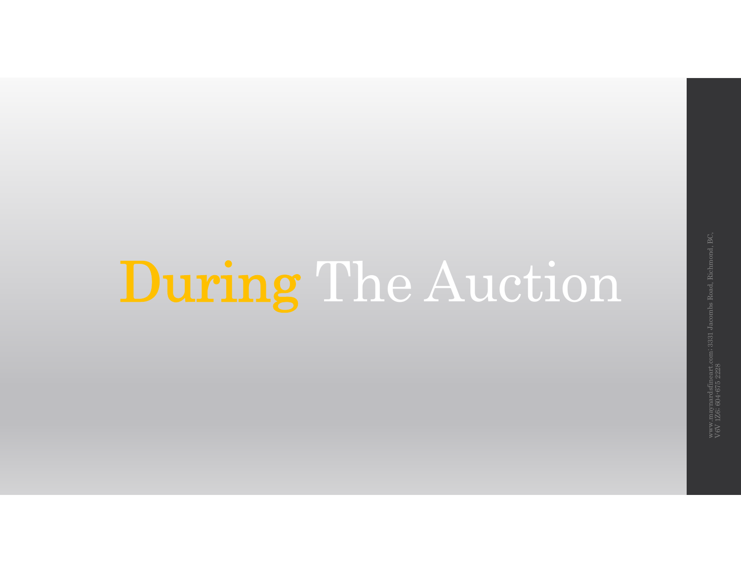# During The Auction

www.maynardsfineart.com: 3331 Jacombs Road, Richmond, BC, V6V 1Z6: 604-675 2228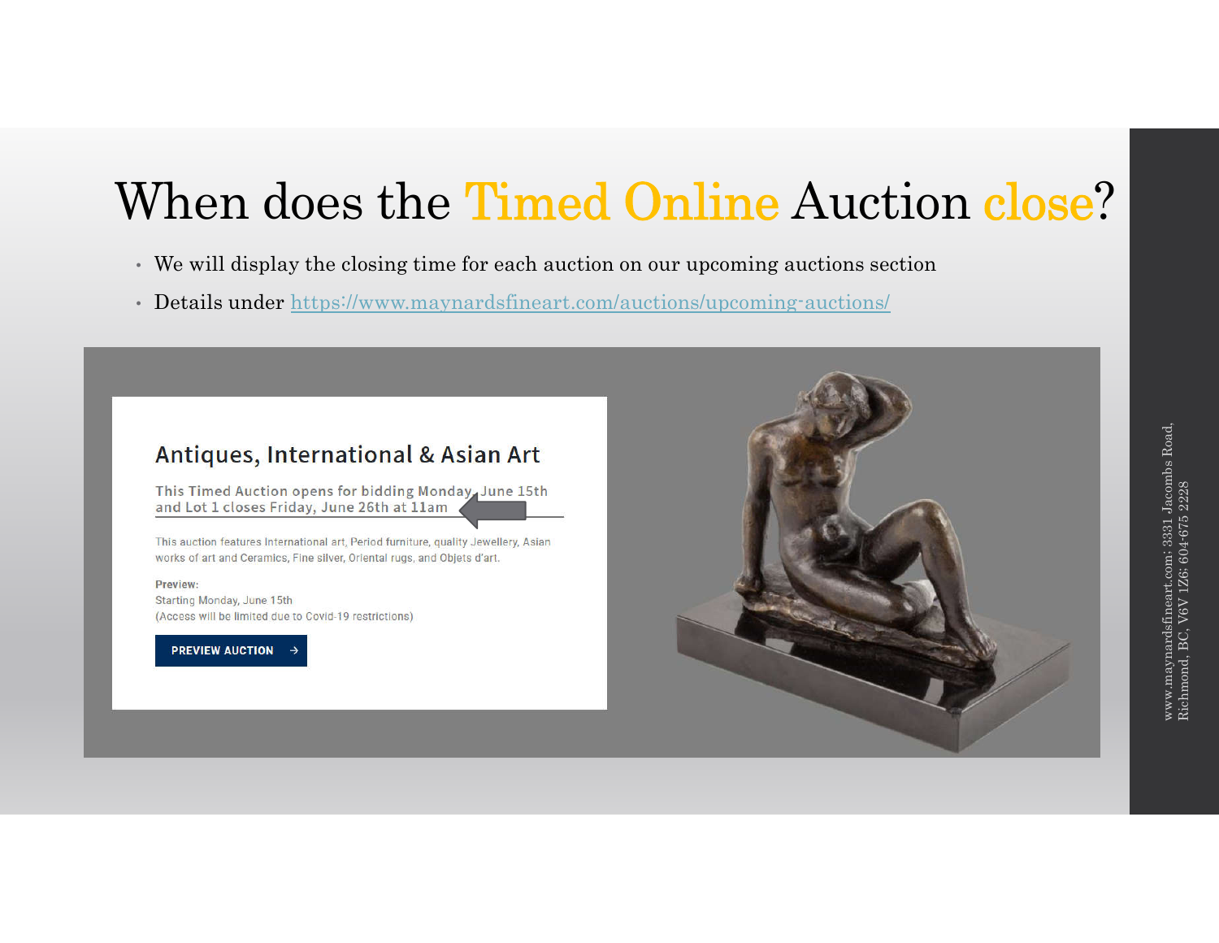# When does the Timed Online Auction close?

- We will display the closing time for each auction on our upcoming auctions section
- Details under https://www.maynardsfineart.com/auctions/upcoming-auctions/

## Antiques, International & Asian Art

This Timed Auction opens for bidding Monday, June 15th and Lot 1 closes Friday, June 26th at 11am

This auction features International art, Period furniture, quality Jewellery, Asian works of art and Ceramics, Fine silver, Oriental rugs, and Objets d'art.

Preview:
Starting Monday, June 15th
(Access will be limited due to Covid-19 restrictions)

PREVIEW AUCTION →

www.maynardsfineart.com; 3331 Jacombs Road, Richmond, BC, V6V 1Z6; 604-675 2228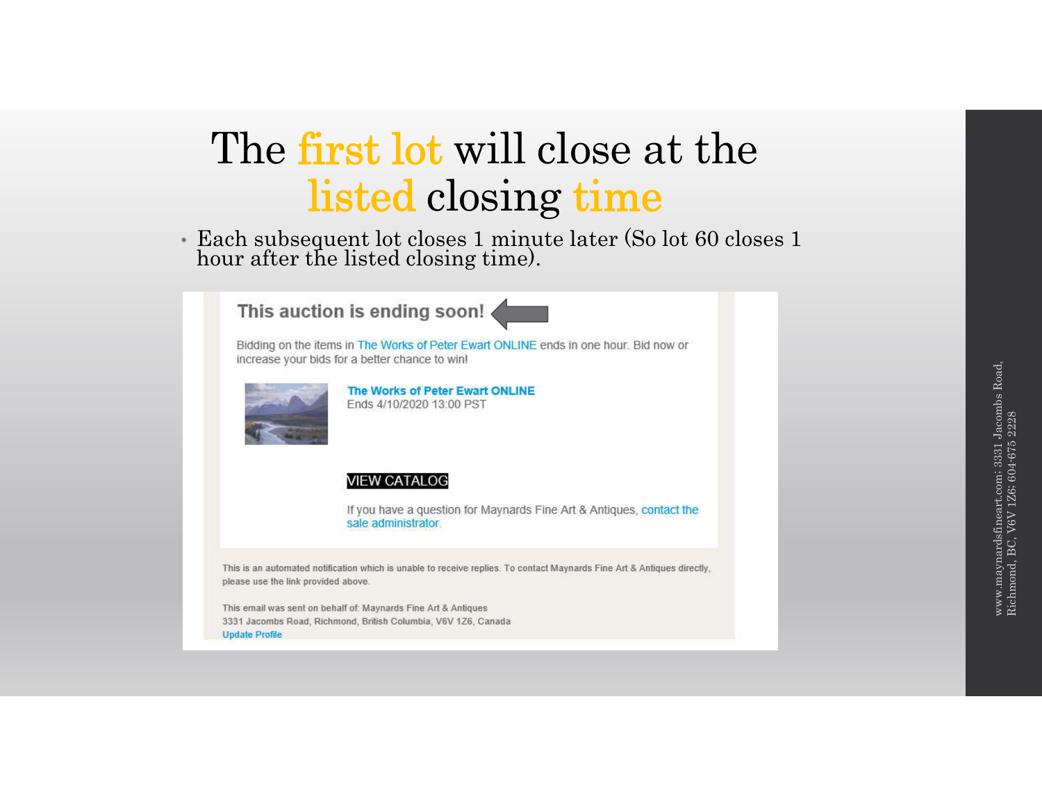# The first lot will close at the listed closing time

- Each subsequent lot closes 1 minute later (So lot 60 closes 1 hour after the listed closing time).

**This auction is ending soon!**

Bidding on the items in The Works of Peter Ewart ONLINE ends in one hour. Bid now or increase your bids for a better chance to win!

**The Works of Peter Ewart ONLINE**
Ends 4/10/2020 13:00 PST

VIEW CATALOG

If you have a question for Maynards Fine Art & Antiques, contact the sale administrator.

This is an automated notification which is unable to receive replies. To contact Maynards Fine Art & Antiques directly, please use the link provided above.

This email was sent on behalf of: Maynards Fine Art & Antiques
3331 Jacombs Road, Richmond, British Columbia, V6V 1Z6, Canada
Update Profile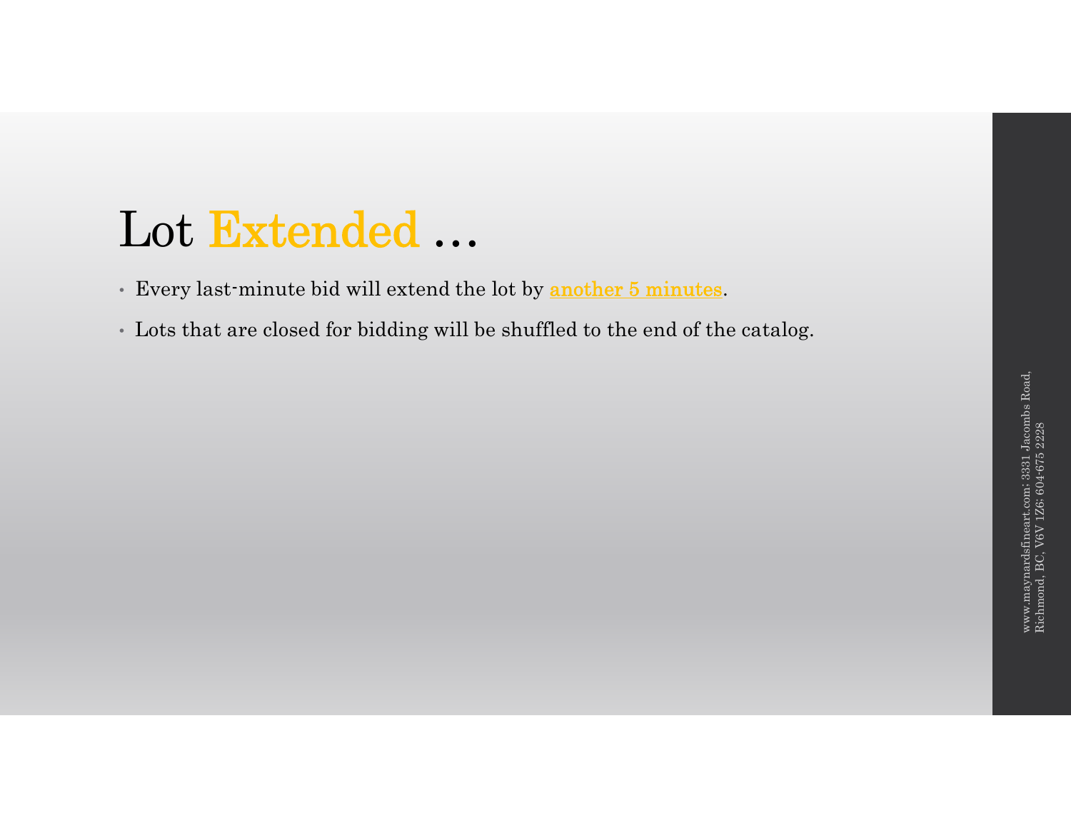# Lot Extended …

- Every last-minute bid will extend the lot by another 5 minutes.
- Lots that are closed for bidding will be shuffled to the end of the catalog.

www.maynardsfineart.com; 3331 Jacombs Road, Richmond, BC, V6V 1Z6; 604-675 2228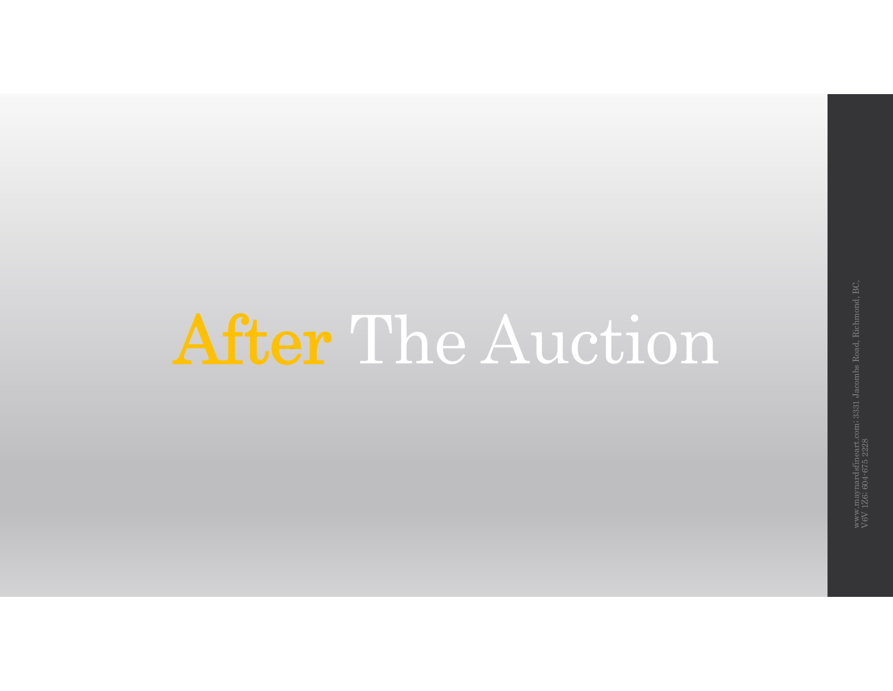# After The Auction

www.maynardsfineart.com: 3331 Jacombs Road, Richmond, BC, V6V 1Z6: 604-675 2228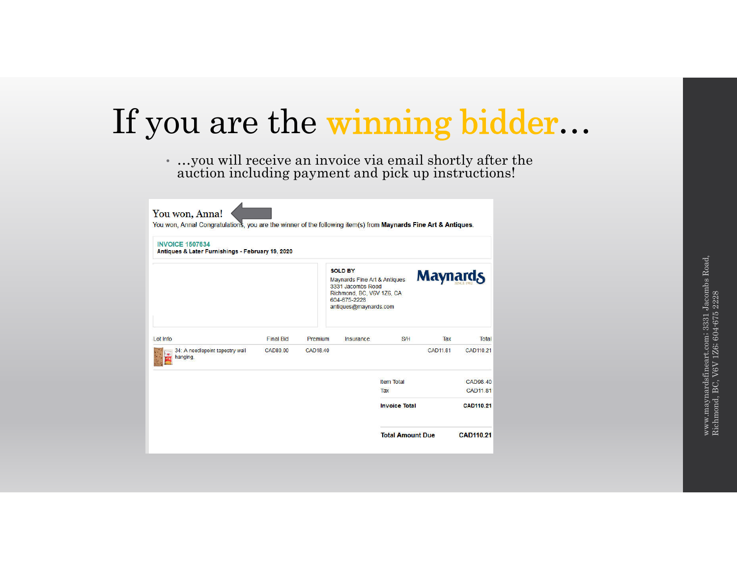# If you are the winning bidder…

- …you will receive an invoice via email shortly after the auction including payment and pick up instructions!

You won, Anna!

You won, Anna! Congratulations, you are the winner of the following item(s) from **Maynards Fine Art & Antiques**.

INVOICE 1507634
**Antiques & Later Furnishings - February 19, 2020**

**SOLD BY**
Maynards Fine Art & Antiques
3331 Jacombs Road
Richmond, BC, V6V 1Z6, CA
604-675-2228
antiques@maynards.com

Maynards
SINCE 1902

| Lot Info | Final Bid | Premium | Insurance | S/H | Tax | Total |
|---|---|---|---|---|---|---|
| 34: A needlepoint tapestry wall hanging. | CAD80.00 | CAD18.40 | | | CAD11.81 | CAD110.21 |

| | |
|---|---|
| Item Total | CAD98.40 |
| Tax | CAD11.81 |
| **Invoice Total** | **CAD110.21** |
| **Total Amount Due** | **CAD110.21** |

www.maynardsfineart.com; 3331 Jacombs Road, Richmond, BC, V6V 1Z6; 604-675 2228